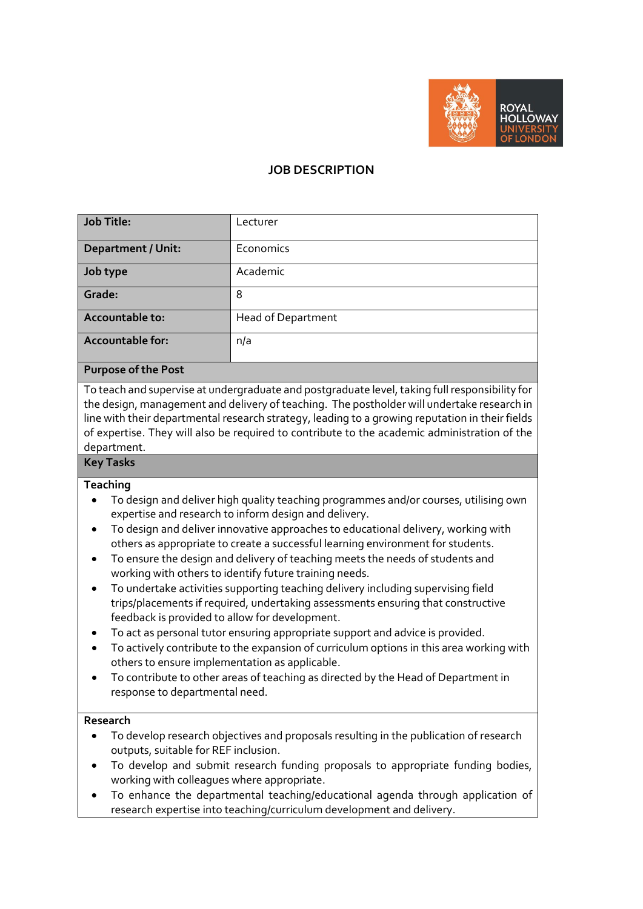# JOB DESCRIPTION

| Job Title: | Lecturer |
|---|---|
| **Department / Unit:** | Economics |
| **Job type** | Academic |
| **Grade:** | 8 |
| **Accountable to:** | Head of Department |
| **Accountable for:** | n/a |

## Purpose of the Post

To teach and supervise at undergraduate and postgraduate level, taking full responsibility for the design, management and delivery of teaching. The postholder will undertake research in line with their departmental research strategy, leading to a growing reputation in their fields of expertise. They will also be required to contribute to the academic administration of the department.

## Key Tasks

### Teaching

- To design and deliver high quality teaching programmes and/or courses, utilising own expertise and research to inform design and delivery.
- To design and deliver innovative approaches to educational delivery, working with others as appropriate to create a successful learning environment for students.
- To ensure the design and delivery of teaching meets the needs of students and working with others to identify future training needs.
- To undertake activities supporting teaching delivery including supervising field trips/placements if required, undertaking assessments ensuring that constructive feedback is provided to allow for development.
- To act as personal tutor ensuring appropriate support and advice is provided.
- To actively contribute to the expansion of curriculum options in this area working with others to ensure implementation as applicable.
- To contribute to other areas of teaching as directed by the Head of Department in response to departmental need.

### Research

- To develop research objectives and proposals resulting in the publication of research outputs, suitable for REF inclusion.
- To develop and submit research funding proposals to appropriate funding bodies, working with colleagues where appropriate.
- To enhance the departmental teaching/educational agenda through application of research expertise into teaching/curriculum development and delivery.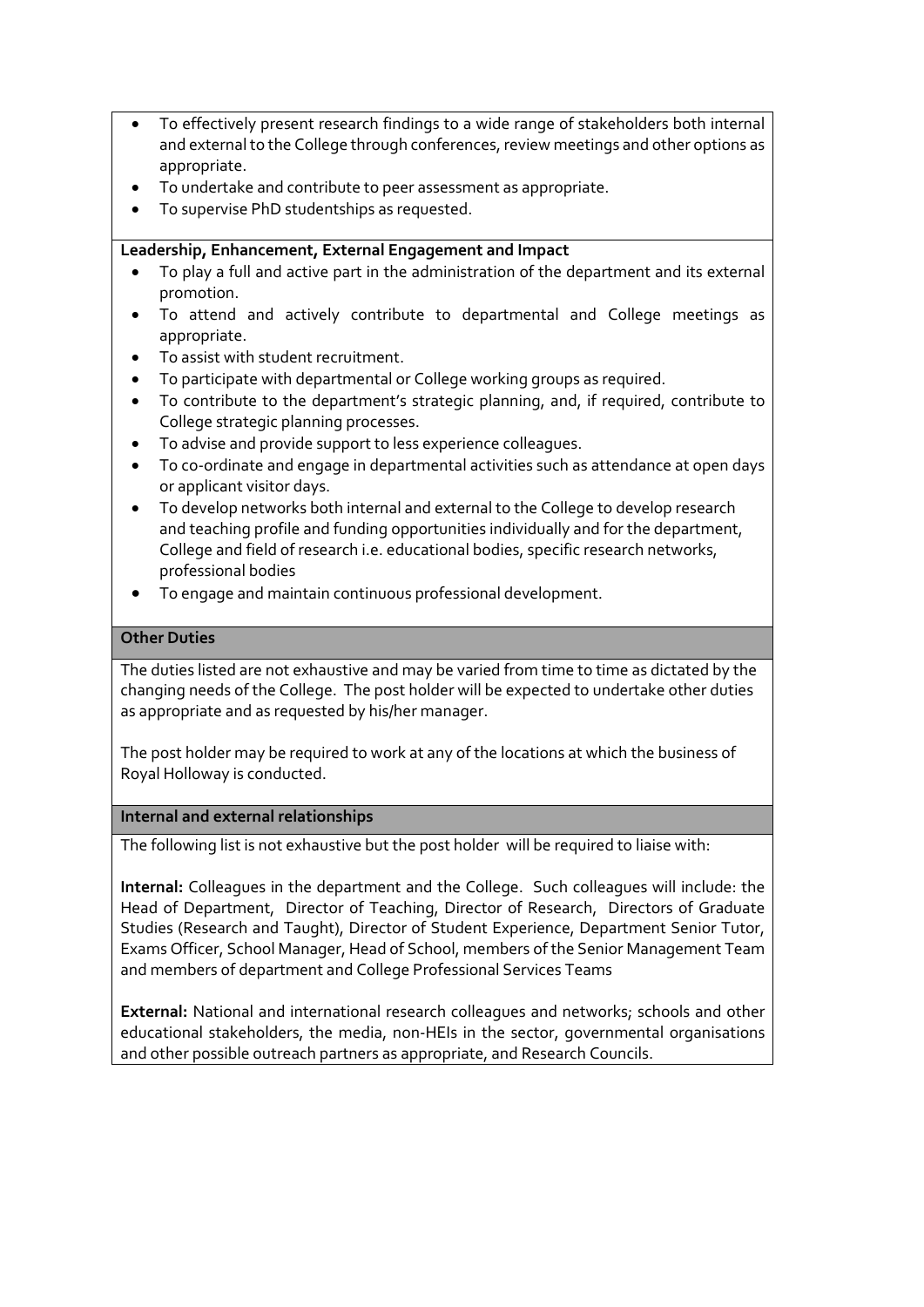- To effectively present research findings to a wide range of stakeholders both internal and external to the College through conferences, review meetings and other options as appropriate.
- To undertake and contribute to peer assessment as appropriate.
- To supervise PhD studentships as requested.

**Leadership, Enhancement, External Engagement and Impact**

- To play a full and active part in the administration of the department and its external promotion.
- To attend and actively contribute to departmental and College meetings as appropriate.
- To assist with student recruitment.
- To participate with departmental or College working groups as required.
- To contribute to the department's strategic planning, and, if required, contribute to College strategic planning processes.
- To advise and provide support to less experience colleagues.
- To co-ordinate and engage in departmental activities such as attendance at open days or applicant visitor days.
- To develop networks both internal and external to the College to develop research and teaching profile and funding opportunities individually and for the department, College and field of research i.e. educational bodies, specific research networks, professional bodies
- To engage and maintain continuous professional development.

## Other Duties

The duties listed are not exhaustive and may be varied from time to time as dictated by the changing needs of the College. The post holder will be expected to undertake other duties as appropriate and as requested by his/her manager.

The post holder may be required to work at any of the locations at which the business of Royal Holloway is conducted.

## Internal and external relationships

The following list is not exhaustive but the post holder will be required to liaise with:

**Internal:** Colleagues in the department and the College. Such colleagues will include: the Head of Department, Director of Teaching, Director of Research, Directors of Graduate Studies (Research and Taught), Director of Student Experience, Department Senior Tutor, Exams Officer, School Manager, Head of School, members of the Senior Management Team and members of department and College Professional Services Teams

**External:** National and international research colleagues and networks; schools and other educational stakeholders, the media, non-HEIs in the sector, governmental organisations and other possible outreach partners as appropriate, and Research Councils.